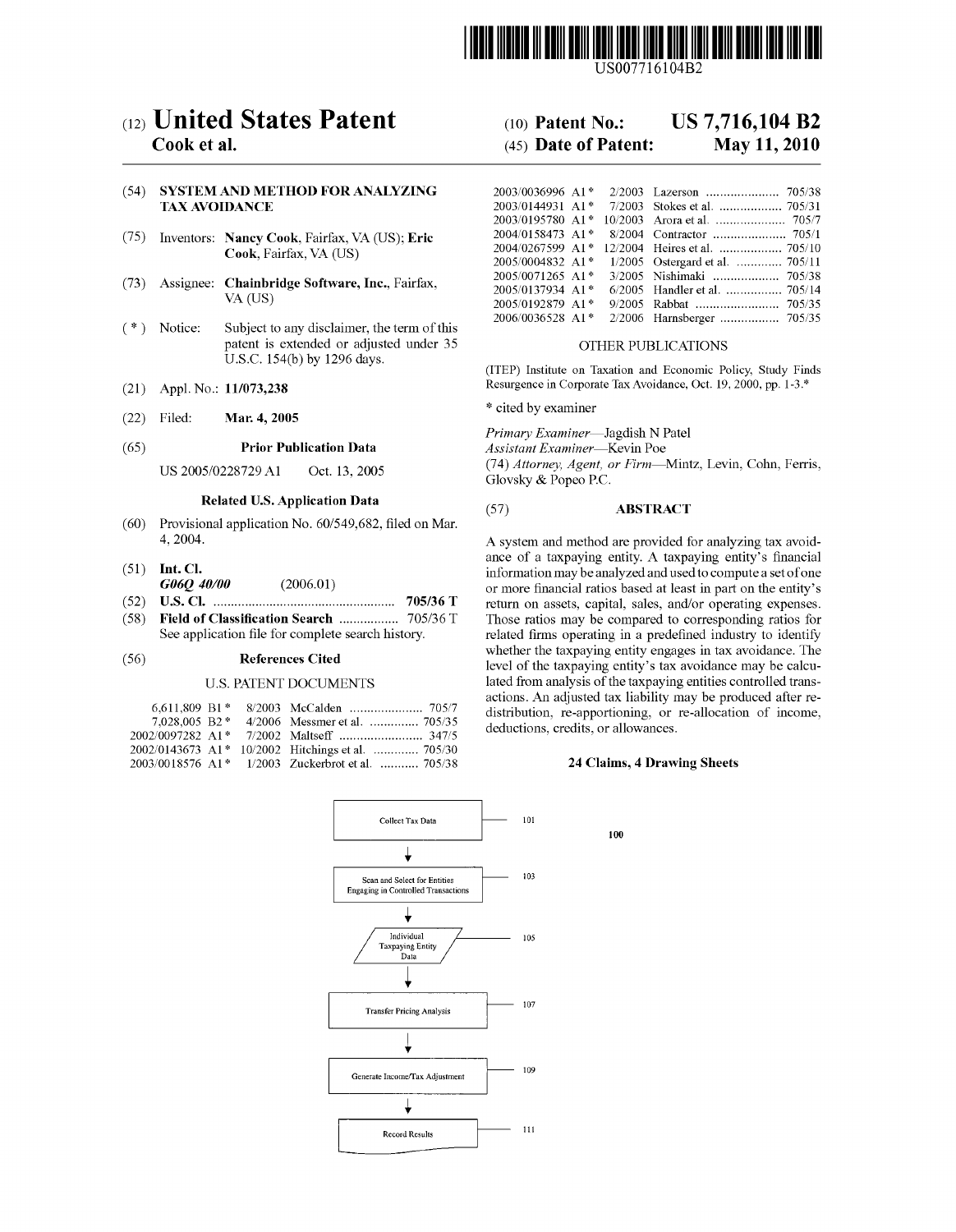US007716104B2

# (12) United States Patent
**Cook et al.**

**(10) Patent No.: US 7,716,104 B2**

**(45) Date of Patent: May 11, 2010**

(54) **SYSTEM AND METHOD FOR ANALYZING TAX AVOIDANCE**

(75) Inventors: **Nancy Cook**, Fairfax, VA (US); **Eric Cook**, Fairfax, VA (US)

(73) Assignee: **Chainbridge Software, Inc.**, Fairfax, VA (US)

( * ) Notice: Subject to any disclaimer, the term of this patent is extended or adjusted under 35 U.S.C. 154(b) by 1296 days.

(21) Appl. No.: **11/073,238**

(22) Filed: **Mar. 4, 2005**

(65) **Prior Publication Data**

US 2005/0228729 A1 Oct. 13, 2005

**Related U.S. Application Data**

(60) Provisional application No. 60/549,682, filed on Mar. 4, 2004.

(51) **Int. Cl.**
*G06Q 40/00* (2006.01)

(52) **U.S. Cl.** .................................................... **705/36 T**

(58) **Field of Classification Search** ................. 705/36 T
See application file for complete search history.

(56) **References Cited**

U.S. PATENT DOCUMENTS

| | | | |
|---|---|---|---|
| 6,611,809 B1 * | 8/2003 | McCalden | 705/7 |
| 7,028,005 B2 * | 4/2006 | Messmer et al. | 705/35 |
| 2002/0097282 A1 * | 7/2002 | Maltseff | 347/5 |
| 2002/0143673 A1 * | 10/2002 | Hitchings et al. | 705/30 |
| 2003/0018576 A1 * | 1/2003 | Zuckerbrot et al. | 705/38 |
| 2003/0036996 A1 * | 2/2003 | Lazerson | 705/38 |
| 2003/0144931 A1 * | 7/2003 | Stokes et al. | 705/31 |
| 2003/0195780 A1 * | 10/2003 | Arora et al. | 705/7 |
| 2004/0158473 A1 * | 8/2004 | Contractor | 705/1 |
| 2004/0267599 A1 * | 12/2004 | Heires et al. | 705/10 |
| 2005/0004832 A1 * | 1/2005 | Ostergard et al. | 705/11 |
| 2005/0071265 A1 * | 3/2005 | Nishimaki | 705/38 |
| 2005/0137934 A1 * | 6/2005 | Handler et al. | 705/14 |
| 2005/0192879 A1 * | 9/2005 | Rabbat | 705/35 |
| 2006/0036528 A1 * | 2/2006 | Harnsberger | 705/35 |

OTHER PUBLICATIONS

(ITEP) Institute on Taxation and Economic Policy, Study Finds Resurgence in Corporate Tax Avoidance, Oct. 19, 2000, pp. 1-3.*

\* cited by examiner

*Primary Examiner*—Jagdish N Patel
*Assistant Examiner*—Kevin Poe
(74) *Attorney, Agent, or Firm*—Mintz, Levin, Cohn, Ferris, Glovsky & Popeo P.C.

(57) **ABSTRACT**

A system and method are provided for analyzing tax avoidance of a taxpaying entity. A taxpaying entity's financial information may be analyzed and used to compute a set of one or more financial ratios based at least in part on the entity's return on assets, capital, sales, and/or operating expenses. Those ratios may be compared to corresponding ratios for related firms operating in a predefined industry to identify whether the taxpaying entity engages in tax avoidance. The level of the taxpaying entity's tax avoidance may be calculated from analysis of the taxpaying entities controlled transactions. An adjusted tax liability may be produced after re-distribution, re-apportioning, or re-allocation of income, deductions, credits, or allowances.

**24 Claims, 4 Drawing Sheets**

100

Collect Tax Data — 101
↓
Scan and Select for Entities Engaging in Controlled Transactions — 103
↓
Individual Taxpaying Entity Data — 105
↓
Transfer Pricing Analysis — 107
↓
Generate Income/Tax Adjustment — 109
↓
Record Results — 111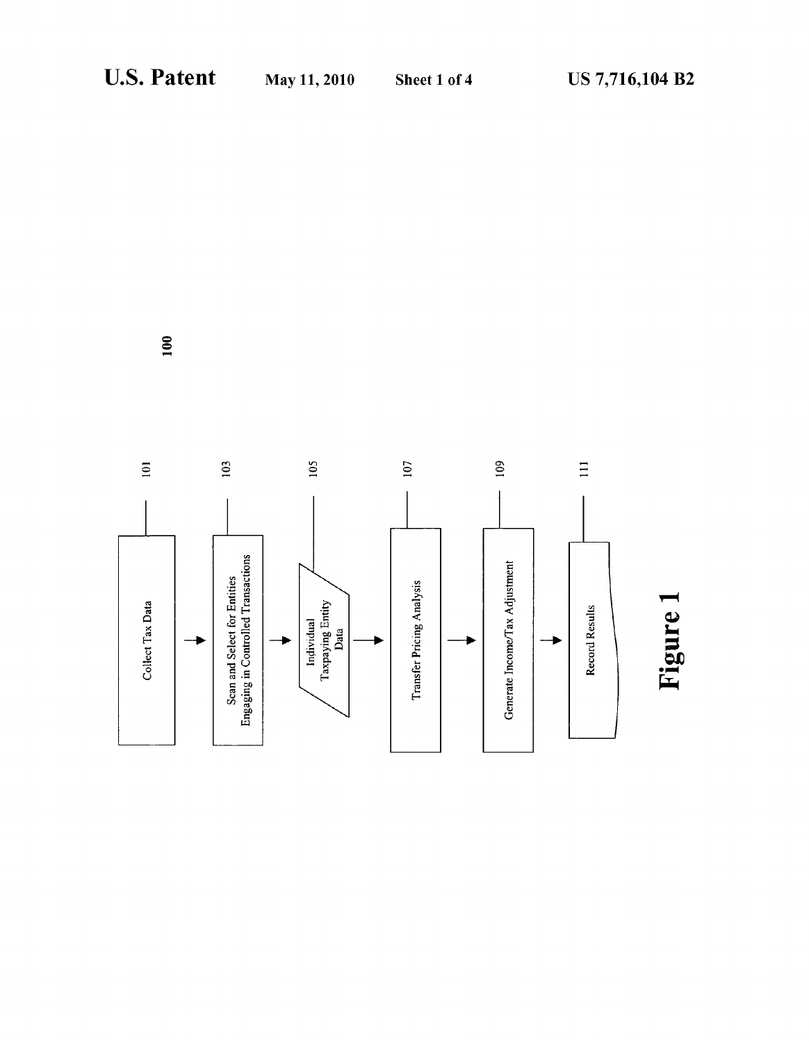100

Collect Tax Data — 101

Scan and Select for Entities Engaging in Controlled Tansactions — 103

Individual Taxpaying Entity Data — 105

Transfer Pricing Analysis — 107

Generate Income/Tax Adjustment — 109

Record Results — 111

**Figure 1**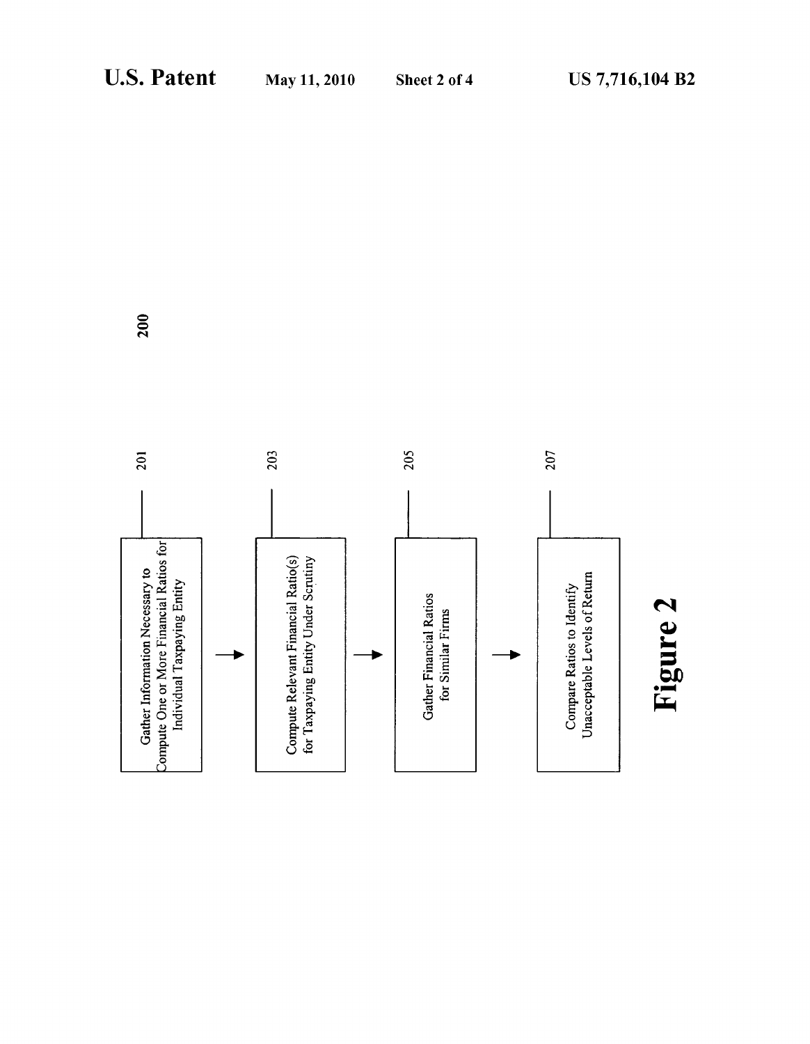200

Gather Information Necessary to Compute One or More Financial Ratios for Individual Taxpaying Entity — 201

→

Compute Relevant Financial Ratio(s) for Taxpaying Entity Under Scrutiny — 203

→

Gather Financial Ratios for Similar Firms — 205

→

Compare Ratios to Identify Unacceptable Levels of Return — 207

**Figure 2**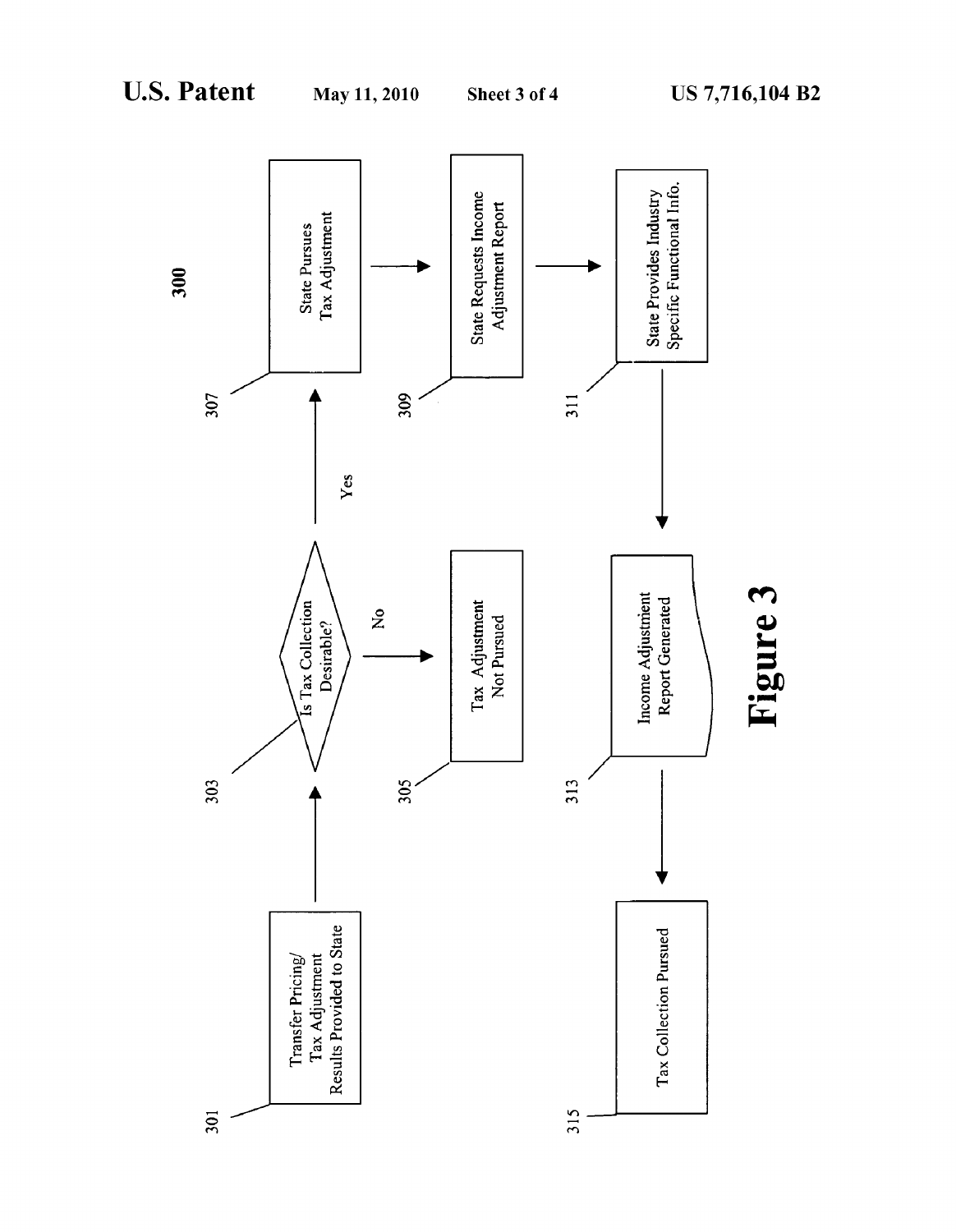**300**

301 — Transfer Pricing/ Tax Adjustment Results Provided to State

303 — Is Tax Collection Desirable?

No → 305 — Tax Adjustment Not Pursued

Yes → 307 — State Pursues Tax Adjustment

309 — State Requests Income Adjustment Report

311 — State Provides Industry Specific Functional Info.

313 — Income Adjustment Report Generated

315 — Tax Collection Pursued

**Figure 3**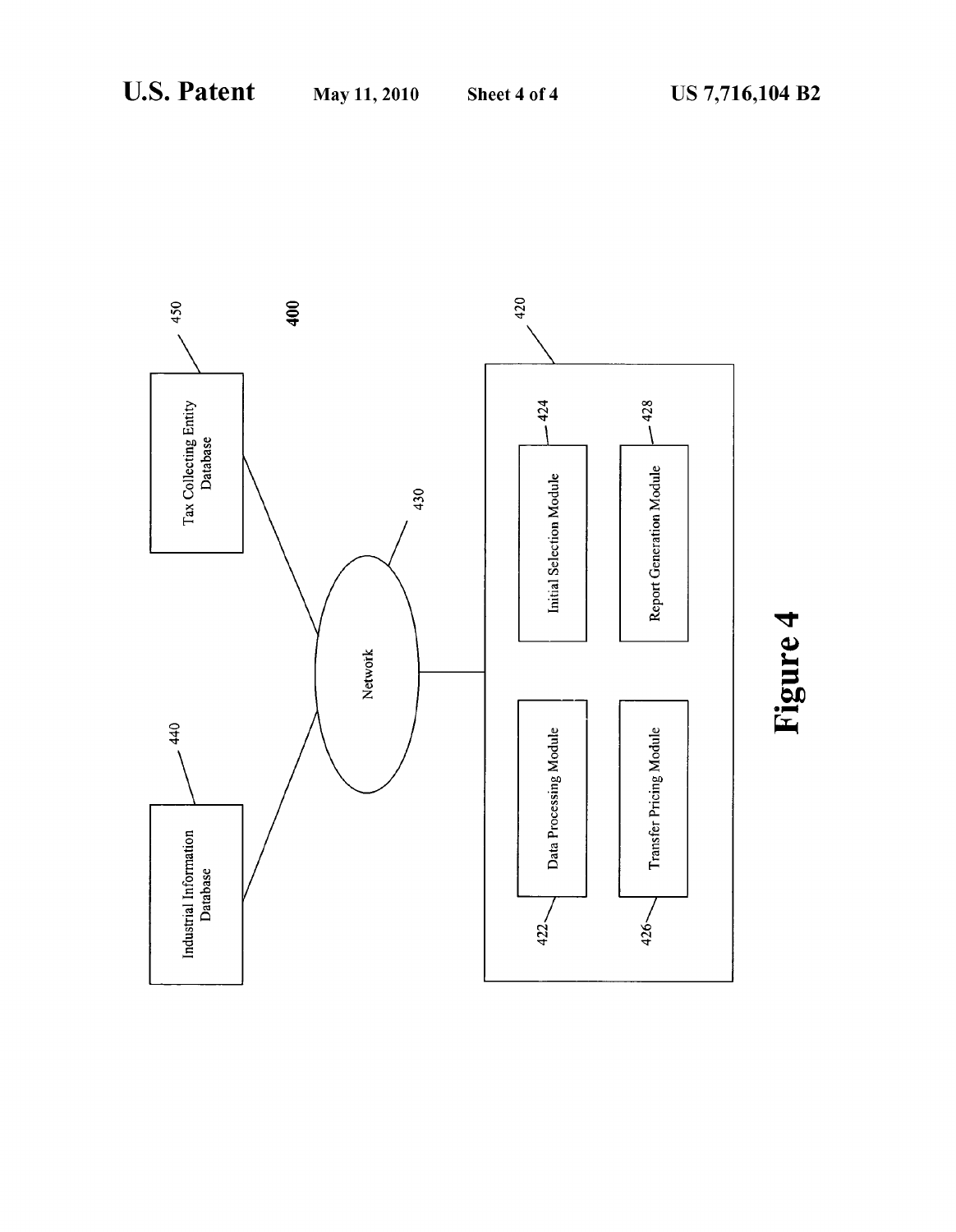400

Tax Collecting Entity Database 450

Industrial Information Database 440

Network 430

420

Initial Selection Module 424

Report Generation Module 428

Data Processing Module 422

Transfer Pricing Module 426

**Figure 4**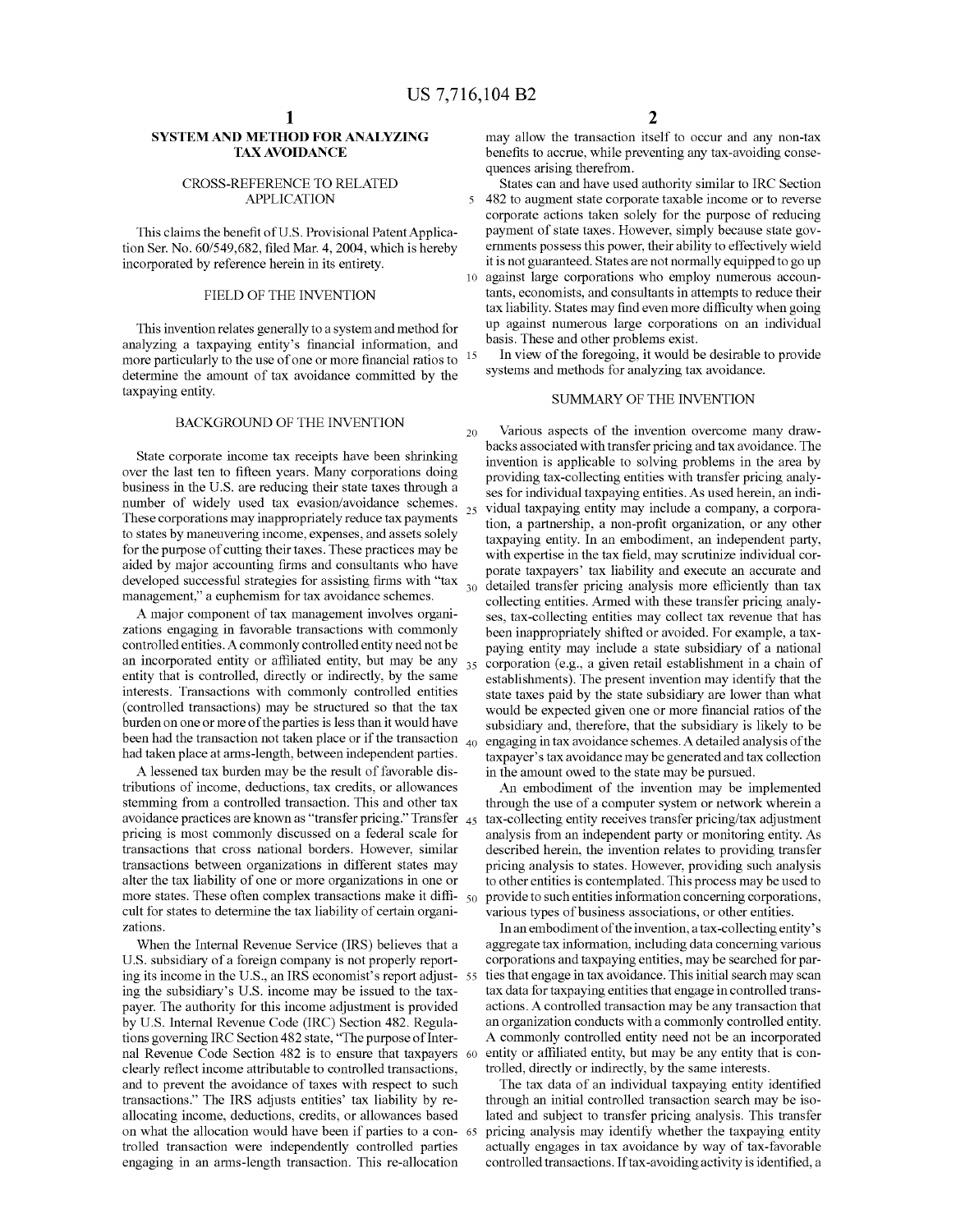## SYSTEM AND METHOD FOR ANALYZING TAX AVOIDANCE

### CROSS-REFERENCE TO RELATED APPLICATION

This claims the benefit of U.S. Provisional Patent Application Ser. No. 60/549,682, filed Mar. 4, 2004, which is hereby incorporated by reference herein in its entirety.

### FIELD OF THE INVENTION

This invention relates generally to a system and method for analyzing a taxpaying entity's financial information, and more particularly to the use of one or more financial ratios to determine the amount of tax avoidance committed by the taxpaying entity.

### BACKGROUND OF THE INVENTION

State corporate income tax receipts have been shrinking over the last ten to fifteen years. Many corporations doing business in the U.S. are reducing their state taxes through a number of widely used tax evasion/avoidance schemes. These corporations may inappropriately reduce tax payments to states by maneuvering income, expenses, and assets solely for the purpose of cutting their taxes. These practices may be aided by major accounting firms and consultants who have developed successful strategies for assisting firms with "tax management," a euphemism for tax avoidance schemes.

A major component of tax management involves organizations engaging in favorable transactions with commonly controlled entities. A commonly controlled entity need not be an incorporated entity or affiliated entity, but may be any entity that is controlled, directly or indirectly, by the same interests. Transactions with commonly controlled entities (controlled transactions) may be structured so that the tax burden on one or more of the parties is less than it would have been had the transaction not taken place or if the transaction had taken place at arms-length, between independent parties.

A lessened tax burden may be the result of favorable distributions of income, deductions, tax credits, or allowances stemming from a controlled transaction. This and other tax avoidance practices are known as "transfer pricing." Transfer pricing is most commonly discussed on a federal scale for transactions that cross national borders. However, similar transactions between organizations in different states may alter the tax liability of one or more organizations in one or more states. These often complex transactions make it difficult for states to determine the tax liability of certain organizations.

When the Internal Revenue Service (IRS) believes that a U.S. subsidiary of a foreign company is not properly reporting its income in the U.S., an IRS economist's report adjusting the subsidiary's U.S. income may be issued to the taxpayer. The authority for this income adjustment is provided by U.S. Internal Revenue Code (IRC) Section 482. Regulations governing IRC Section 482 state, "The purpose of Internal Revenue Code Section 482 is to ensure that taxpayers clearly reflect income attributable to controlled transactions, and to prevent the avoidance of taxes with respect to such transactions." The IRS adjusts entities' tax liability by re-allocating income, deductions, credits, or allowances based on what the allocation would have been if parties to a controlled transaction were independently controlled parties engaging in an arms-length transaction. This re-allocation may allow the transaction itself to occur and any non-tax benefits to accrue, while preventing any tax-avoiding consequences arising therefrom.

States can and have used authority similar to IRC Section 482 to augment state corporate taxable income or to reverse corporate actions taken solely for the purpose of reducing payment of state taxes. However, simply because state governments possess this power, their ability to effectively wield it is not guaranteed. States are not normally equipped to go up against large corporations who employ numerous accountants, economists, and consultants in attempts to reduce their tax liability. States may find even more difficulty when going up against numerous large corporations on an individual basis. These and other problems exist.

In view of the foregoing, it would be desirable to provide systems and methods for analyzing tax avoidance.

### SUMMARY OF THE INVENTION

Various aspects of the invention overcome many drawbacks associated with transfer pricing and tax avoidance. The invention is applicable to solving problems in the area by providing tax-collecting entities with transfer pricing analyses for individual taxpaying entities. As used herein, an individual taxpaying entity may include a company, a corporation, a partnership, a non-profit organization, or any other taxpaying entity. In an embodiment, an independent party, with expertise in the tax field, may scrutinize individual corporate taxpayers' tax liability and execute an accurate and detailed transfer pricing analysis more efficiently than tax collecting entities. Armed with these transfer pricing analyses, tax-collecting entities may collect tax revenue that has been inappropriately shifted or avoided. For example, a taxpaying entity may include a state subsidiary of a national corporation (e.g., a given retail establishment in a chain of establishments). The present invention may identify that the state taxes paid by the state subsidiary are lower than what would be expected given one or more financial ratios of the subsidiary and, therefore, that the subsidiary is likely to be engaging in tax avoidance schemes. A detailed analysis of the taxpayer's tax avoidance may be generated and tax collection in the amount owed to the state may be pursued.

An embodiment of the invention may be implemented through the use of a computer system or network wherein a tax-collecting entity receives transfer pricing/tax adjustment analysis from an independent party or monitoring entity. As described herein, the invention relates to providing transfer pricing analysis to states. However, providing such analysis to other entities is contemplated. This process may be used to provide to such entities information concerning corporations, various types of business associations, or other entities.

In an embodiment of the invention, a tax-collecting entity's aggregate tax information, including data concerning various corporations and taxpaying entities, may be searched for parties that engage in tax avoidance. This initial search may scan tax data for taxpaying entities that engage in controlled transactions. A controlled transaction may be any transaction that an organization conducts with a commonly controlled entity. A commonly controlled entity need not be an incorporated entity or affiliated entity, but may be any entity that is controlled, directly or indirectly, by the same interests.

The tax data of an individual taxpaying entity identified through an initial controlled transaction search may be isolated and subject to transfer pricing analysis. This transfer pricing analysis may identify whether the taxpaying entity actually engages in tax avoidance by way of tax-favorable controlled transactions. If tax-avoiding activity is identified, a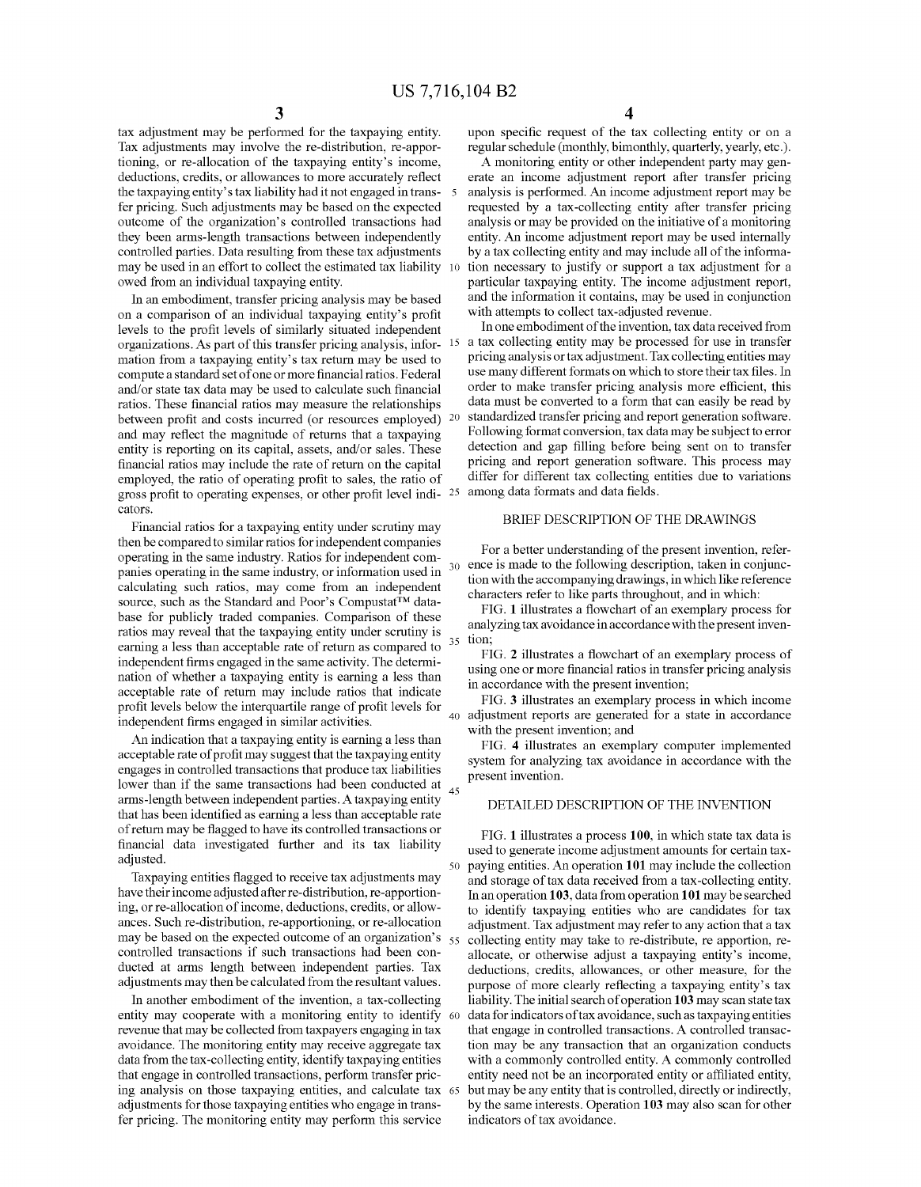tax adjustment may be performed for the taxpaying entity. Tax adjustments may involve the re-distribution, re-apportioning, or re-allocation of the taxpaying entity's income, deductions, credits, or allowances to more accurately reflect the taxpaying entity's tax liability had it not engaged in transfer pricing. Such adjustments may be based on the expected outcome of the organization's controlled transactions had they been arms-length transactions between independently controlled parties. Data resulting from these tax adjustments may be used in an effort to collect the estimated tax liability owed from an individual taxpaying entity.

In an embodiment, transfer pricing analysis may be based on a comparison of an individual taxpaying entity's profit levels to the profit levels of similarly situated independent organizations. As part of this transfer pricing analysis, information from a taxpaying entity's tax return may be used to compute a standard set of one or more financial ratios. Federal and/or state tax data may be used to calculate such financial ratios. These financial ratios may measure the relationships between profit and costs incurred (or resources employed) and may reflect the magnitude of returns that a taxpaying entity is reporting on its capital, assets, and/or sales. These financial ratios may include the rate of return on the capital employed, the ratio of operating profit to sales, the ratio of gross profit to operating expenses, or other profit level indicators.

Financial ratios for a taxpaying entity under scrutiny may then be compared to similar ratios for independent companies operating in the same industry. Ratios for independent companies operating in the same industry, or information used in calculating such ratios, may come from an independent source, such as the Standard and Poor's Compustat™ database for publicly traded companies. Comparison of these ratios may reveal that the taxpaying entity under scrutiny is earning a less than acceptable rate of return as compared to independent firms engaged in the same activity. The determination of whether a taxpaying entity is earning a less than acceptable rate of return may include ratios that indicate profit levels below the interquartile range of profit levels for independent firms engaged in similar activities.

An indication that a taxpaying entity is earning a less than acceptable rate of profit may suggest that the taxpaying entity engages in controlled transactions that produce tax liabilities lower than if the same transactions had been conducted at arms-length between independent parties. A taxpaying entity that has been identified as earning a less than acceptable rate of return may be flagged to have its controlled transactions or financial data investigated further and its tax liability adjusted.

Taxpaying entities flagged to receive tax adjustments may have their income adjusted after re-distribution, re-apportioning, or re-allocation of income, deductions, credits, or allowances. Such re-distribution, re-apportioning, or re-allocation may be based on the expected outcome of an organization's controlled transactions if such transactions had been conducted at arms length between independent parties. Tax adjustments may then be calculated from the resultant values.

In another embodiment of the invention, a tax-collecting entity may cooperate with a monitoring entity to identify revenue that may be collected from taxpayers engaging in tax avoidance. The monitoring entity may receive aggregate tax data from the tax-collecting entity, identify taxpaying entities that engage in controlled transactions, perform transfer pricing analysis on those taxpaying entities, and calculate tax adjustments for those taxpaying entities who engage in transfer pricing. The monitoring entity may perform this service upon specific request of the tax collecting entity or on a regular schedule (monthly, bimonthly, quarterly, yearly, etc.).

A monitoring entity or other independent party may generate an income adjustment report after transfer pricing analysis is performed. An income adjustment report may be requested by a tax-collecting entity after transfer pricing analysis or may be provided on the initiative of a monitoring entity. An income adjustment report may be used internally by a tax collecting entity and may include all of the information necessary to justify or support a tax adjustment for a particular taxpaying entity. The income adjustment report, and the information it contains, may be used in conjunction with attempts to collect tax-adjusted revenue.

In one embodiment of the invention, tax data received from a tax collecting entity may be processed for use in transfer pricing analysis or tax adjustment. Tax collecting entities may use many different formats on which to store their tax files. In order to make transfer pricing analysis more efficient, this data must be converted to a form that can easily be read by standardized transfer pricing and report generation software. Following format conversion, tax data may be subject to error detection and gap filling before being sent on to transfer pricing and report generation software. This process may differ for different tax collecting entities due to variations among data formats and data fields.

## BRIEF DESCRIPTION OF THE DRAWINGS

For a better understanding of the present invention, reference is made to the following description, taken in conjunction with the accompanying drawings, in which like reference characters refer to like parts throughout, and in which:

FIG. **1** illustrates a flowchart of an exemplary process for analyzing tax avoidance in accordance with the present invention;

FIG. **2** illustrates a flowchart of an exemplary process of using one or more financial ratios in transfer pricing analysis in accordance with the present invention;

FIG. **3** illustrates an exemplary process in which income adjustment reports are generated for a state in accordance with the present invention; and

FIG. **4** illustrates an exemplary computer implemented system for analyzing tax avoidance in accordance with the present invention.

## DETAILED DESCRIPTION OF THE INVENTION

FIG. **1** illustrates a process **100**, in which state tax data is used to generate income adjustment amounts for certain taxpaying entities. An operation **101** may include the collection and storage of tax data received from a tax-collecting entity. In an operation **103**, data from operation **101** may be searched to identify taxpaying entities who are candidates for tax adjustment. Tax adjustment may refer to any action that a tax collecting entity may take to re-distribute, re apportion, re-allocate, or otherwise adjust a taxpaying entity's income, deductions, credits, allowances, or other measure, for the purpose of more clearly reflecting a taxpaying entity's tax liability. The initial search of operation **103** may scan state tax data for indicators of tax avoidance, such as taxpaying entities that engage in controlled transactions. A controlled transaction may be any transaction that an organization conducts with a commonly controlled entity. A commonly controlled entity need not be an incorporated entity or affiliated entity, but may be any entity that is controlled, directly or indirectly, by the same interests. Operation **103** may also scan for other indicators of tax avoidance.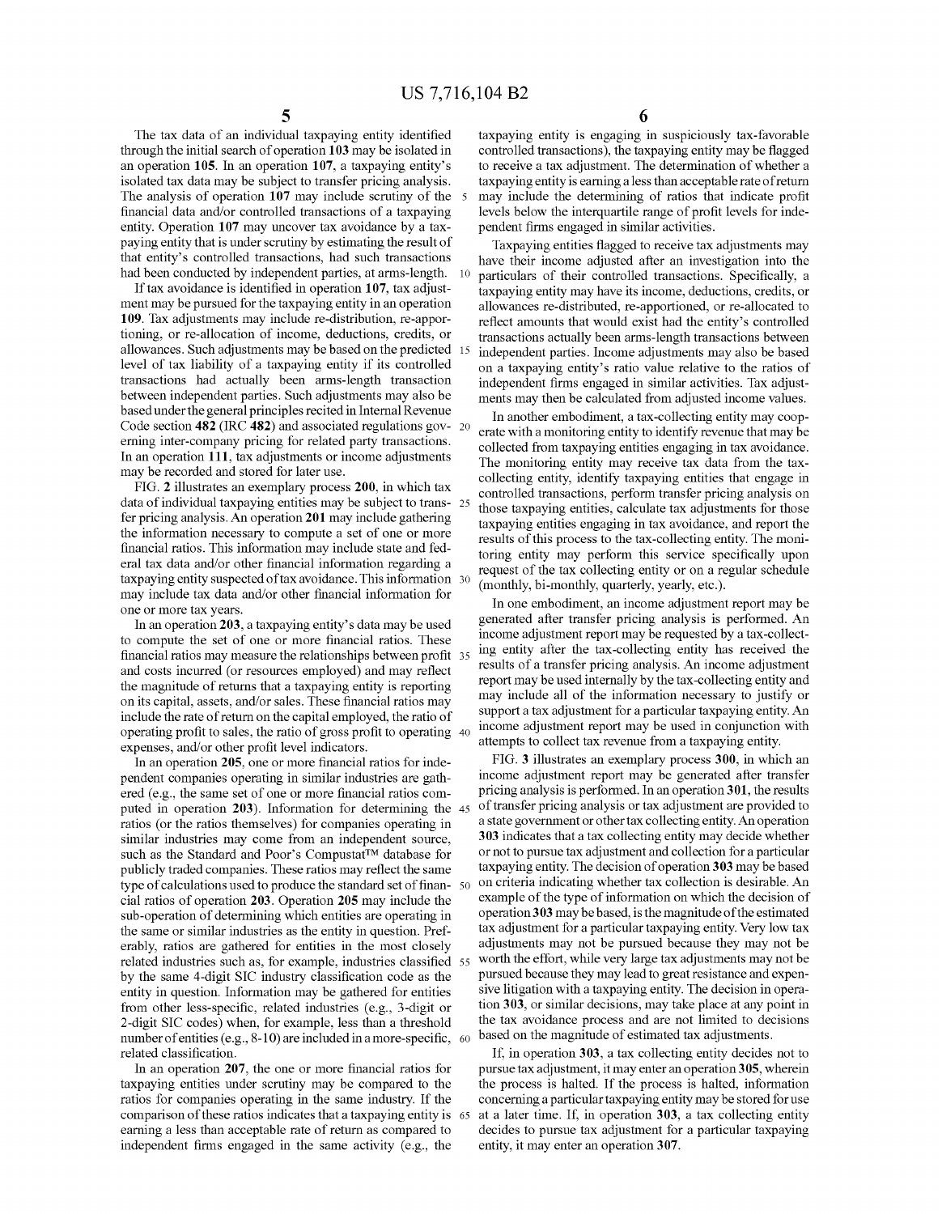The tax data of an individual taxpaying entity identified through the initial search of operation **103** may be isolated in an operation **105**. In an operation **107**, a taxpaying entity's isolated tax data may be subject to transfer pricing analysis. The analysis of operation **107** may include scrutiny of the financial data and/or controlled transactions of a taxpaying entity. Operation **107** may uncover tax avoidance by a taxpaying entity that is under scrutiny by estimating the result of that entity's controlled transactions, had such transactions had been conducted by independent parties, at arms-length.

If tax avoidance is identified in operation **107**, tax adjustment may be pursued for the taxpaying entity in an operation **109**. Tax adjustments may include re-distribution, re-apportioning, or re-allocation of income, deductions, credits, or allowances. Such adjustments may be based on the predicted level of tax liability of a taxpaying entity if its controlled transactions had actually been arms-length transaction between independent parties. Such adjustments may also be based under the general principles recited in Internal Revenue Code section **482** (IRC **482**) and associated regulations governing inter-company pricing for related party transactions. In an operation **111**, tax adjustments or income adjustments may be recorded and stored for later use.

FIG. **2** illustrates an exemplary process **200**, in which tax data of individual taxpaying entities may be subject to transfer pricing analysis. An operation **201** may include gathering the information necessary to compute a set of one or more financial ratios. This information may include state and federal tax data and/or other financial information regarding a taxpaying entity suspected of tax avoidance. This information may include tax data and/or other financial information for one or more tax years.

In an operation **203**, a taxpaying entity's data may be used to compute the set of one or more financial ratios. These financial ratios may measure the relationships between profit and costs incurred (or resources employed) and may reflect the magnitude of returns that a taxpaying entity is reporting on its capital, assets, and/or sales. These financial ratios may include the rate of return on the capital employed, the ratio of operating profit to sales, the ratio of gross profit to operating expenses, and/or other profit level indicators.

In an operation **205**, one or more financial ratios for independent companies operating in similar industries are gathered (e.g., the same set of one or more financial ratios computed in operation **203**). Information for determining the ratios (or the ratios themselves) for companies operating in similar industries may come from an independent source, such as the Standard and Poor's Compustat™ database for publicly traded companies. These ratios may reflect the same type of calculations used to produce the standard set of financial ratios of operation **203**. Operation **205** may include the sub-operation of determining which entities are operating in the same or similar industries as the entity in question. Preferably, ratios are gathered for entities in the most closely related industries such as, for example, industries classified by the same 4-digit SIC industry classification code as the entity in question. Information may be gathered for entities from other less-specific, related industries (e.g., 3-digit or 2-digit SIC codes) when, for example, less than a threshold number of entities (e.g., 8-10) are included in a more-specific, related classification.

In an operation **207**, the one or more financial ratios for taxpaying entities under scrutiny may be compared to the ratios for companies operating in the same industry. If the comparison of these ratios indicates that a taxpaying entity is earning a less than acceptable rate of return as compared to independent firms engaged in the same activity (e.g., the taxpaying entity is engaging in suspiciously tax-favorable controlled transactions), the taxpaying entity may be flagged to receive a tax adjustment. The determination of whether a taxpaying entity is earning a less than acceptable rate of return may include the determining of ratios that indicate profit levels below the interquartile range of profit levels for independent firms engaged in similar activities.

Taxpaying entities flagged to receive tax adjustments may have their income adjusted after an investigation into the particulars of their controlled transactions. Specifically, a taxpaying entity may have its income, deductions, credits, or allowances re-distributed, re-apportioned, or re-allocated to reflect amounts that would exist had the entity's controlled transactions actually been arms-length transactions between independent parties. Income adjustments may also be based on a taxpaying entity's ratio value relative to the ratios of independent firms engaged in similar activities. Tax adjustments may then be calculated from adjusted income values.

In another embodiment, a tax-collecting entity may cooperate with a monitoring entity to identify revenue that may be collected from taxpaying entities engaging in tax avoidance. The monitoring entity may receive tax data from the tax-collecting entity, identify taxpaying entities that engage in controlled transactions, perform transfer pricing analysis on those taxpaying entities, calculate tax adjustments for those taxpaying entities engaging in tax avoidance, and report the results of this process to the tax-collecting entity. The monitoring entity may perform this service specifically upon request of the tax collecting entity or on a regular schedule (monthly, bi-monthly, quarterly, yearly, etc.).

In one embodiment, an income adjustment report may be generated after transfer pricing analysis is performed. An income adjustment report may be requested by a tax-collecting entity after the tax-collecting entity has received the results of a transfer pricing analysis. An income adjustment report may be used internally by the tax-collecting entity and may include all of the information necessary to justify or support a tax adjustment for a particular taxpaying entity. An income adjustment report may be used in conjunction with attempts to collect tax revenue from a taxpaying entity.

FIG. **3** illustrates an exemplary process **300**, in which an income adjustment report may be generated after transfer pricing analysis is performed. In an operation **301**, the results of transfer pricing analysis or tax adjustment are provided to a state government or other tax collecting entity. An operation **303** indicates that a tax collecting entity may decide whether or not to pursue tax adjustment and collection for a particular taxpaying entity. The decision of operation **303** may be based on criteria indicating whether tax collection is desirable. An example of the type of information on which the decision of operation **303** may be based, is the magnitude of the estimated tax adjustment for a particular taxpaying entity. Very low tax adjustments may not be pursued because they may not be worth the effort, while very large tax adjustments may not be pursued because they may lead to great resistance and expensive litigation with a taxpaying entity. The decision in operation **303**, or similar decisions, may take place at any point in the tax avoidance process and are not limited to decisions based on the magnitude of estimated tax adjustments.

If, in operation **303**, a tax collecting entity decides not to pursue tax adjustment, it may enter an operation **305**, wherein the process is halted. If the process is halted, information concerning a particular taxpaying entity may be stored for use at a later time. If, in operation **303**, a tax collecting entity decides to pursue tax adjustment for a particular taxpaying entity, it may enter an operation **307**.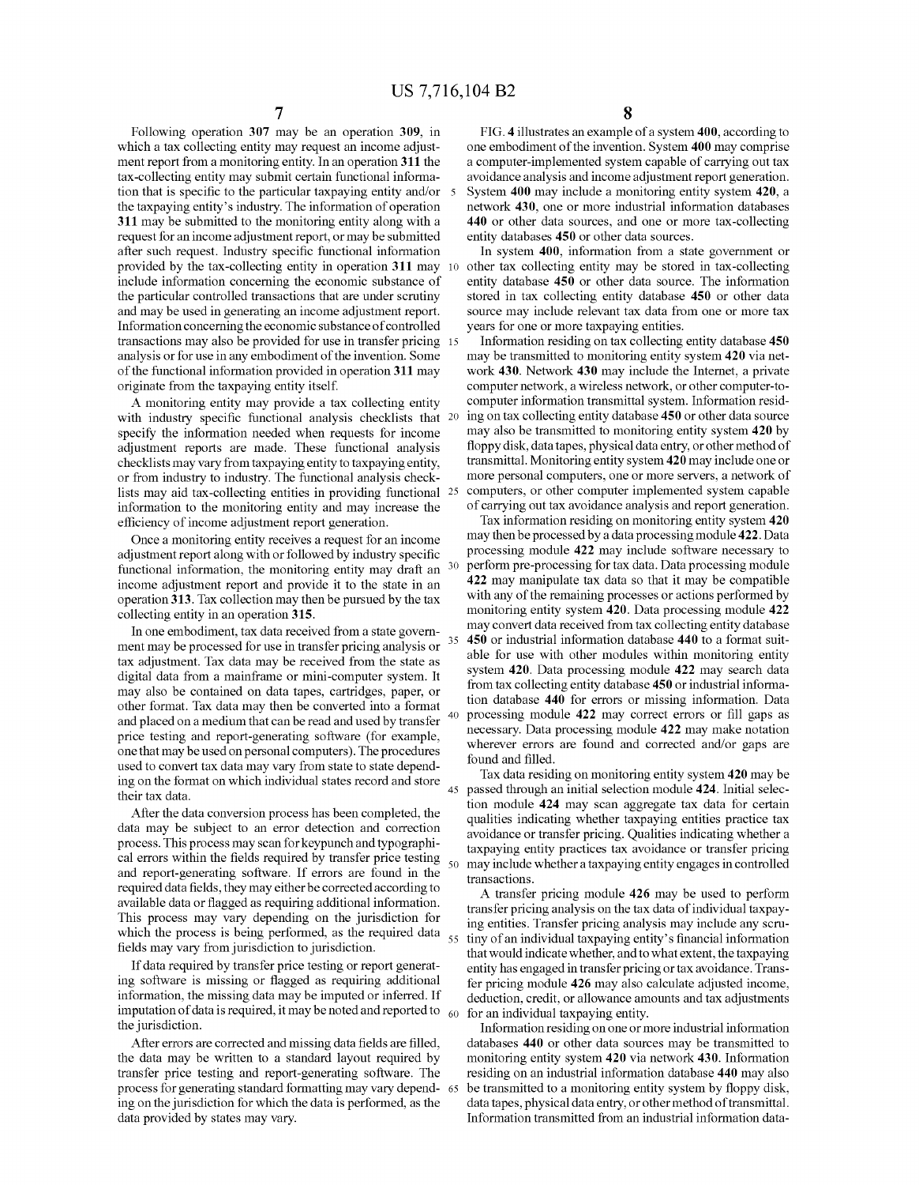Following operation 307 may be an operation 309, in which a tax collecting entity may request an income adjustment report from a monitoring entity. In an operation 311 the tax-collecting entity may submit certain functional information that is specific to the particular taxpaying entity and/or the taxpaying entity's industry. The information of operation 311 may be submitted to the monitoring entity along with a request for an income adjustment report, or may be submitted after such request. Industry specific functional information provided by the tax-collecting entity in operation 311 may include information concerning the economic substance of the particular controlled transactions that are under scrutiny and may be used in generating an income adjustment report. Information concerning the economic substance of controlled transactions may also be provided for use in transfer pricing analysis or for use in any embodiment of the invention. Some of the functional information provided in operation 311 may originate from the taxpaying entity itself.

A monitoring entity may provide a tax collecting entity with industry specific functional analysis checklists that specify the information needed when requests for income adjustment reports are made. These functional analysis checklists may vary from taxpaying entity to taxpaying entity, or from industry to industry. The functional analysis checklists may aid tax-collecting entities in providing functional information to the monitoring entity and may increase the efficiency of income adjustment report generation.

Once a monitoring entity receives a request for an income adjustment report along with or followed by industry specific functional information, the monitoring entity may draft an income adjustment report and provide it to the state in an operation 313. Tax collection may then be pursued by the tax collecting entity in an operation 315.

In one embodiment, tax data received from a state government may be processed for use in transfer pricing analysis or tax adjustment. Tax data may be received from the state as digital data from a mainframe or mini-computer system. It may also be contained on data tapes, cartridges, paper, or other format. Tax data may then be converted into a format and placed on a medium that can be read and used by transfer price testing and report-generating software (for example, one that may be used on personal computers). The procedures used to convert tax data may vary from state to state depending on the format on which individual states record and store their tax data.

After the data conversion process has been completed, the data may be subject to an error detection and correction process. This process may scan for keypunch and typographical errors within the fields required by transfer price testing and report-generating software. If errors are found in the required data fields, they may either be corrected according to available data or flagged as requiring additional information. This process may vary depending on the jurisdiction for which the process is being performed, as the required data fields may vary from jurisdiction to jurisdiction.

If data required by transfer price testing or report generating software is missing or flagged as requiring additional information, the missing data may be imputed or inferred. If imputation of data is required, it may be noted and reported to the jurisdiction.

After errors are corrected and missing data fields are filled, the data may be written to a standard layout required by transfer price testing and report-generating software. The process for generating standard formatting may vary depending on the jurisdiction for which the data is performed, as the data provided by states may vary.

FIG. 4 illustrates an example of a system 400, according to one embodiment of the invention. System 400 may comprise a computer-implemented system capable of carrying out tax avoidance analysis and income adjustment report generation. System 400 may include a monitoring entity system 420, a network 430, one or more industrial information databases 440 or other data sources, and one or more tax-collecting entity databases 450 or other data sources.

In system 400, information from a state government or other tax collecting entity may be stored in tax-collecting entity database 450 or other data source. The information stored in tax collecting entity database 450 or other data source may include relevant tax data from one or more tax years for one or more taxpaying entities.

Information residing on tax collecting entity database 450 may be transmitted to monitoring entity system 420 via network 430. Network 430 may include the Internet, a private computer network, a wireless network, or other computer-to-computer information transmittal system. Information residing on tax collecting entity database 450 or other data source may also be transmitted to monitoring entity system 420 by floppy disk, data tapes, physical data entry, or other method of transmittal. Monitoring entity system 420 may include one or more personal computers, one or more servers, a network of computers, or other computer implemented system capable of carrying out tax avoidance analysis and report generation.

Tax information residing on monitoring entity system 420 may then be processed by a data processing module 422. Data processing module 422 may include software necessary to perform pre-processing for tax data. Data processing module 422 may manipulate tax data so that it may be compatible with any of the remaining processes or actions performed by monitoring entity system 420. Data processing module 422 may convert data received from tax collecting entity database 450 or industrial information database 440 to a format suitable for use with other modules within monitoring entity system 420. Data processing module 422 may search data from tax collecting entity database 450 or industrial information database 440 for errors or missing information. Data processing module 422 may correct errors or fill gaps as necessary. Data processing module 422 may make notation wherever errors are found and corrected and/or gaps are found and filled.

Tax data residing on monitoring entity system 420 may be passed through an initial selection module 424. Initial selection module 424 may scan aggregate tax data for certain qualities indicating whether taxpaying entities practice tax avoidance or transfer pricing. Qualities indicating whether a taxpaying entity practices tax avoidance or transfer pricing may include whether a taxpaying entity engages in controlled transactions.

A transfer pricing module 426 may be used to perform transfer pricing analysis on the tax data of individual taxpaying entities. Transfer pricing analysis may include any scrutiny of an individual taxpaying entity's financial information that would indicate whether, and to what extent, the taxpaying entity has engaged in transfer pricing or tax avoidance. Transfer pricing module 426 may also calculate adjusted income, deduction, credit, or allowance amounts and tax adjustments for an individual taxpaying entity.

Information residing on one or more industrial information databases 440 or other data sources may be transmitted to monitoring entity system 420 via network 430. Information residing on an industrial information database 440 may also be transmitted to a monitoring entity system by floppy disk, data tapes, physical data entry, or other method of transmittal. Information transmitted from an industrial information data-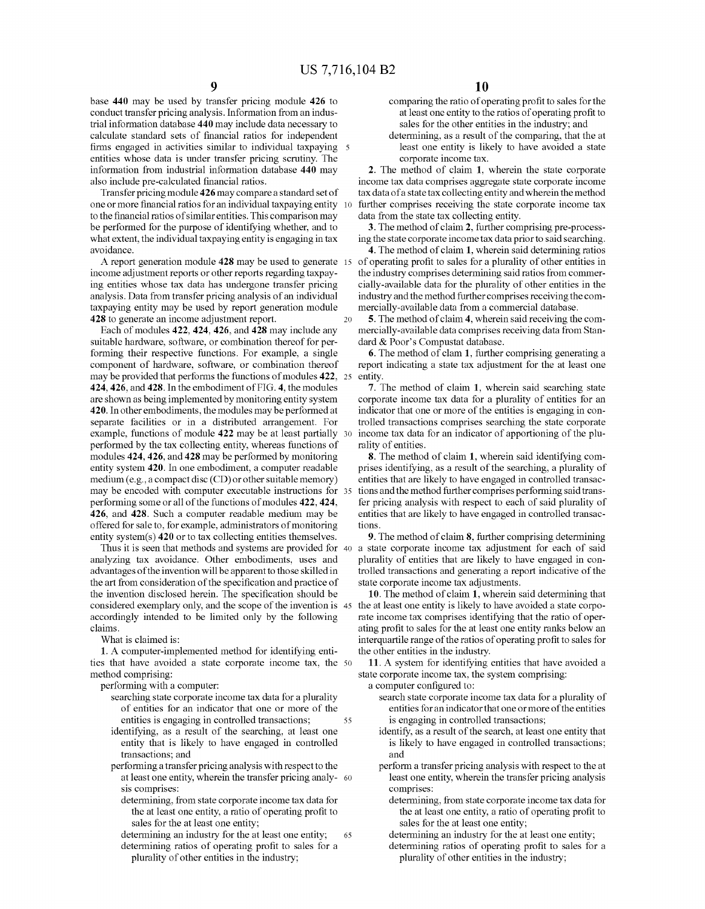base 440 may be used by transfer pricing module 426 to conduct transfer pricing analysis. Information from an industrial information database 440 may include data necessary to calculate standard sets of financial ratios for independent firms engaged in activities similar to individual taxpaying entities whose data is under transfer pricing scrutiny. The information from industrial information database 440 may also include pre-calculated financial ratios.

Transfer pricing module 426 may compare a standard set of one or more financial ratios for an individual taxpaying entity to the financial ratios of similar entities. This comparison may be performed for the purpose of identifying whether, and to what extent, the individual taxpaying entity is engaging in tax avoidance.

A report generation module 428 may be used to generate income adjustment reports or other reports regarding taxpaying entities whose tax data has undergone transfer pricing analysis. Data from transfer pricing analysis of an individual taxpaying entity may be used by report generation module 428 to generate an income adjustment report.

Each of modules 422, 424, 426, and 428 may include any suitable hardware, software, or combination thereof for performing their respective functions. For example, a single component of hardware, software, or combination thereof may be provided that performs the functions of modules 422, 424, 426, and 428. In the embodiment of FIG. 4, the modules are shown as being implemented by monitoring entity system 420. In other embodiments, the modules may be performed at separate facilities or in a distributed arrangement. For example, functions of module 422 may be at least partially performed by the tax collecting entity, whereas functions of modules 424, 426, and 428 may be performed by monitoring entity system 420. In one embodiment, a computer readable medium (e.g., a compact disc (CD) or other suitable memory) may be encoded with computer executable instructions for performing some or all of the functions of modules 422, 424, 426, and 428. Such a computer readable medium may be offered for sale to, for example, administrators of monitoring entity system(s) 420 or to tax collecting entities themselves.

Thus it is seen that methods and systems are provided for analyzing tax avoidance. Other embodiments, uses and advantages of the invention will be apparent to those skilled in the art from consideration of the specification and practice of the invention disclosed herein. The specification should be considered exemplary only, and the scope of the invention is accordingly intended to be limited only by the following claims.

What is claimed is:

1. A computer-implemented method for identifying entities that have avoided a state corporate income tax, the method comprising:

performing with a computer:

searching state corporate income tax data for a plurality of entities for an indicator that one or more of the entities is engaging in controlled transactions;

identifying, as a result of the searching, at least one entity that is likely to have engaged in controlled transactions; and

performing a transfer pricing analysis with respect to the at least one entity, wherein the transfer pricing analysis comprises:

determining, from state corporate income tax data for the at least one entity, a ratio of operating profit to sales for the at least one entity;

determining an industry for the at least one entity;

determining ratios of operating profit to sales for a plurality of other entities in the industry;

comparing the ratio of operating profit to sales for the at least one entity to the ratios of operating profit to sales for the other entities in the industry; and

determining, as a result of the comparing, that the at least one entity is likely to have avoided a state corporate income tax.

2. The method of claim 1, wherein the state corporate income tax data comprises aggregate state corporate income tax data of a state tax collecting entity and wherein the method further comprises receiving the state corporate income tax data from the state tax collecting entity.

3. The method of claim 2, further comprising pre-processing the state corporate income tax data prior to said searching.

4. The method of claim 1, wherein said determining ratios of operating profit to sales for a plurality of other entities in the industry comprises determining said ratios from commercially-available data for the plurality of other entities in the industry and the method further comprises receiving the commercially-available data from a commercial database.

5. The method of claim 4, wherein said receiving the commercially-available data comprises receiving data from Standard & Poor's Compustat database.

6. The method of clam 1, further comprising generating a report indicating a state tax adjustment for the at least one entity.

7. The method of claim 1, wherein said searching state corporate income tax data for a plurality of entities for an indicator that one or more of the entities is engaging in controlled transactions comprises searching the state corporate income tax data for an indicator of apportioning of the plurality of entities.

8. The method of claim 1, wherein said identifying comprises identifying, as a result of the searching, a plurality of entities that are likely to have engaged in controlled transactions and the method further comprises performing said transfer pricing analysis with respect to each of said plurality of entities that are likely to have engaged in controlled transactions.

9. The method of claim 8, further comprising determining a state corporate income tax adjustment for each of said plurality of entities that are likely to have engaged in controlled transactions and generating a report indicative of the state corporate income tax adjustments.

10. The method of claim 1, wherein said determining that the at least one entity is likely to have avoided a state corporate income tax comprises identifying that the ratio of operating profit to sales for the at least one entity ranks below an interquartile range of the ratios of operating profit to sales for the other entities in the industry.

11. A system for identifying entities that have avoided a state corporate income tax, the system comprising:

a computer configured to:

search state corporate income tax data for a plurality of entities for an indicator that one or more of the entities is engaging in controlled transactions;

identify, as a result of the search, at least one entity that is likely to have engaged in controlled transactions; and

perform a transfer pricing analysis with respect to the at least one entity, wherein the transfer pricing analysis comprises:

determining, from state corporate income tax data for the at least one entity, a ratio of operating profit to sales for the at least one entity;

determining an industry for the at least one entity;

determining ratios of operating profit to sales for a plurality of other entities in the industry;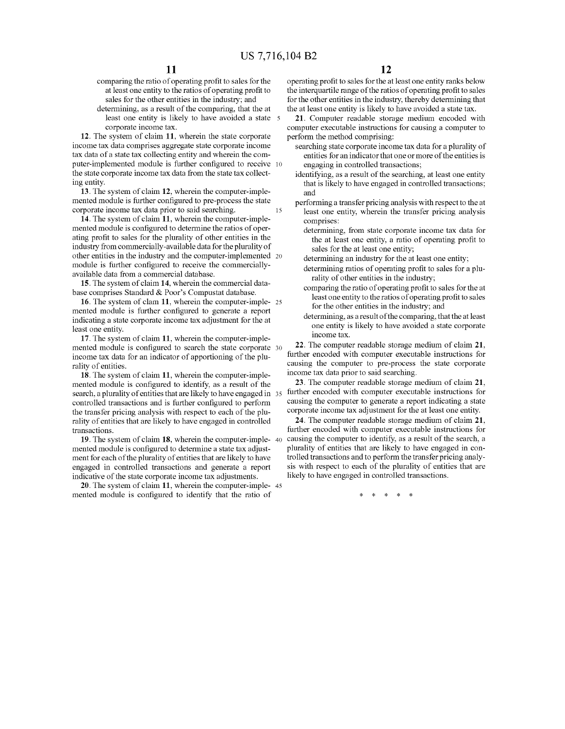comparing the ratio of operating profit to sales for the at least one entity to the ratios of operating profit to sales for the other entities in the industry; and

determining, as a result of the comparing, that the at least one entity is likely to have avoided a state corporate income tax.

**12**. The system of claim **11**, wherein the state corporate income tax data comprises aggregate state corporate income tax data of a state tax collecting entity and wherein the computer-implemented module is further configured to receive the state corporate income tax data from the state tax collecting entity.

**13**. The system of claim **12**, wherein the computer-implemented module is further configured to pre-process the state corporate income tax data prior to said searching.

**14**. The system of claim **11**, wherein the computer-implemented module is configured to determine the ratios of operating profit to sales for the plurality of other entities in the industry from commercially-available data for the plurality of other entities in the industry and the computer-implemented module is further configured to receive the commercially-available data from a commercial database.

**15**. The system of claim **14**, wherein the commercial database comprises Standard & Poor's Compustat database.

**16**. The system of clam **11**, wherein the computer-implemented module is further configured to generate a report indicating a state corporate income tax adjustment for the at least one entity.

**17**. The system of claim **11**, wherein the computer-implemented module is configured to search the state corporate income tax data for an indicator of apportioning of the plurality of entities.

**18**. The system of claim **11**, wherein the computer-implemented module is configured to identify, as a result of the search, a plurality of entities that are likely to have engaged in controlled transactions and is further configured to perform the transfer pricing analysis with respect to each of the plurality of entities that are likely to have engaged in controlled transactions.

**19**. The system of claim **18**, wherein the computer-implemented module is configured to determine a state tax adjustment for each of the plurality of entities that are likely to have engaged in controlled transactions and generate a report indicative of the state corporate income tax adjustments.

**20**. The system of claim **11**, wherein the computer-implemented module is configured to identify that the ratio of operating profit to sales for the at least one entity ranks below the interquartile range of the ratios of operating profit to sales for the other entities in the industry, thereby determining that the at least one entity is likely to have avoided a state tax.

**21**. Computer readable storage medium encoded with computer executable instructions for causing a computer to perform the method comprising:

searching state corporate income tax data for a plurality of entities for an indicator that one or more of the entities is engaging in controlled transactions;

identifying, as a result of the searching, at least one entity that is likely to have engaged in controlled transactions; and

performing a transfer pricing analysis with respect to the at least one entity, wherein the transfer pricing analysis comprises:

determining, from state corporate income tax data for the at least one entity, a ratio of operating profit to sales for the at least one entity;

determining an industry for the at least one entity;

determining ratios of operating profit to sales for a plurality of other entities in the industry;

comparing the ratio of operating profit to sales for the at least one entity to the ratios of operating profit to sales for the other entities in the industry; and

determining, as a result of the comparing, that the at least one entity is likely to have avoided a state corporate income tax.

**22**. The computer readable storage medium of claim **21**, further encoded with computer executable instructions for causing the computer to pre-process the state corporate income tax data prior to said searching.

**23**. The computer readable storage medium of claim **21**, further encoded with computer executable instructions for causing the computer to generate a report indicating a state corporate income tax adjustment for the at least one entity.

**24**. The computer readable storage medium of claim **21**, further encoded with computer executable instructions for causing the computer to identify, as a result of the search, a plurality of entities that are likely to have engaged in controlled transactions and to perform the transfer pricing analysis with respect to each of the plurality of entities that are likely to have engaged in controlled transactions.

\* \* \* \* \*